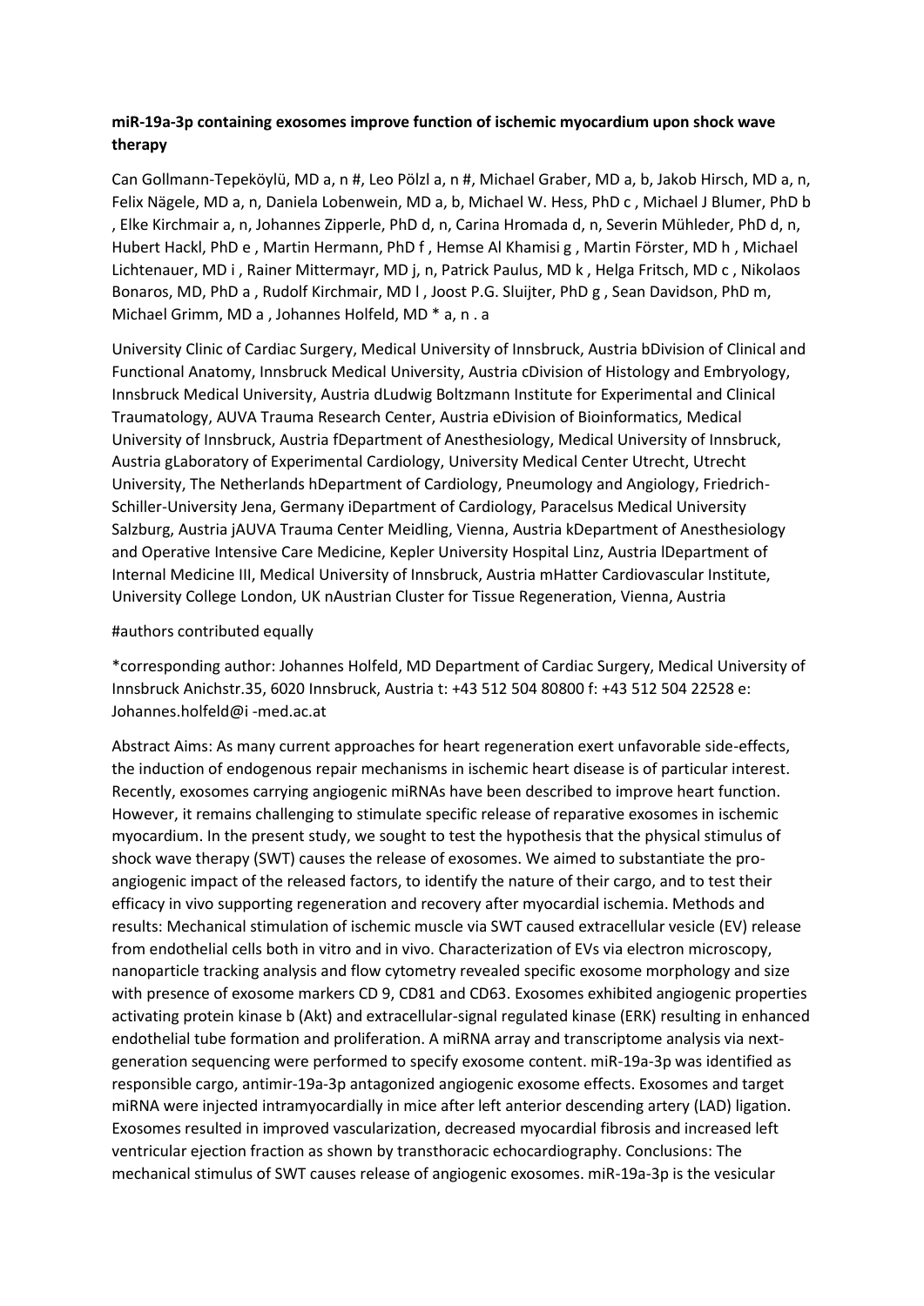**miR-19a-3p containing exosomes improve function of ischemic myocardium upon shock wave therapy**

Can Gollmann-Tepeköylü, MD a, n #, Leo Pölzl a, n #, Michael Graber, MD a, b, Jakob Hirsch, MD a, n, Felix Nägele, MD a, n, Daniela Lobenwein, MD a, b, Michael W. Hess, PhD c , Michael J Blumer, PhD b , Elke Kirchmair a, n, Johannes Zipperle, PhD d, n, Carina Hromada d, n, Severin Mühleder, PhD d, n, Hubert Hackl, PhD e , Martin Hermann, PhD f , Hemse Al Khamisi g , Martin Förster, MD h , Michael Lichtenauer, MD i , Rainer Mittermayr, MD j, n, Patrick Paulus, MD k , Helga Fritsch, MD c , Nikolaos Bonaros, MD, PhD a , Rudolf Kirchmair, MD l , Joost P.G. Sluijter, PhD g , Sean Davidson, PhD m, Michael Grimm, MD a , Johannes Holfeld, MD * a, n . a

University Clinic of Cardiac Surgery, Medical University of Innsbruck, Austria bDivision of Clinical and Functional Anatomy, Innsbruck Medical University, Austria cDivision of Histology and Embryology, Innsbruck Medical University, Austria dLudwig Boltzmann Institute for Experimental and Clinical Traumatology, AUVA Trauma Research Center, Austria eDivision of Bioinformatics, Medical University of Innsbruck, Austria fDepartment of Anesthesiology, Medical University of Innsbruck, Austria gLaboratory of Experimental Cardiology, University Medical Center Utrecht, Utrecht University, The Netherlands hDepartment of Cardiology, Pneumology and Angiology, Friedrich-Schiller-University Jena, Germany iDepartment of Cardiology, Paracelsus Medical University Salzburg, Austria jAUVA Trauma Center Meidling, Vienna, Austria kDepartment of Anesthesiology and Operative Intensive Care Medicine, Kepler University Hospital Linz, Austria lDepartment of Internal Medicine III, Medical University of Innsbruck, Austria mHatter Cardiovascular Institute, University College London, UK nAustrian Cluster for Tissue Regeneration, Vienna, Austria

#authors contributed equally

*corresponding author: Johannes Holfeld, MD Department of Cardiac Surgery, Medical University of Innsbruck Anichstr.35, 6020 Innsbruck, Austria t: +43 512 504 80800 f: +43 512 504 22528 e: Johannes.holfeld@i -med.ac.at

Abstract Aims: As many current approaches for heart regeneration exert unfavorable side-effects, the induction of endogenous repair mechanisms in ischemic heart disease is of particular interest. Recently, exosomes carrying angiogenic miRNAs have been described to improve heart function. However, it remains challenging to stimulate specific release of reparative exosomes in ischemic myocardium. In the present study, we sought to test the hypothesis that the physical stimulus of shock wave therapy (SWT) causes the release of exosomes. We aimed to substantiate the pro-angiogenic impact of the released factors, to identify the nature of their cargo, and to test their efficacy in vivo supporting regeneration and recovery after myocardial ischemia. Methods and results: Mechanical stimulation of ischemic muscle via SWT caused extracellular vesicle (EV) release from endothelial cells both in vitro and in vivo. Characterization of EVs via electron microscopy, nanoparticle tracking analysis and flow cytometry revealed specific exosome morphology and size with presence of exosome markers CD 9, CD81 and CD63. Exosomes exhibited angiogenic properties activating protein kinase b (Akt) and extracellular-signal regulated kinase (ERK) resulting in enhanced endothelial tube formation and proliferation. A miRNA array and transcriptome analysis via next-generation sequencing were performed to specify exosome content. miR-19a-3p was identified as responsible cargo, antimir-19a-3p antagonized angiogenic exosome effects. Exosomes and target miRNA were injected intramyocardially in mice after left anterior descending artery (LAD) ligation. Exosomes resulted in improved vascularization, decreased myocardial fibrosis and increased left ventricular ejection fraction as shown by transthoracic echocardiography. Conclusions: The mechanical stimulus of SWT causes release of angiogenic exosomes. miR-19a-3p is the vesicular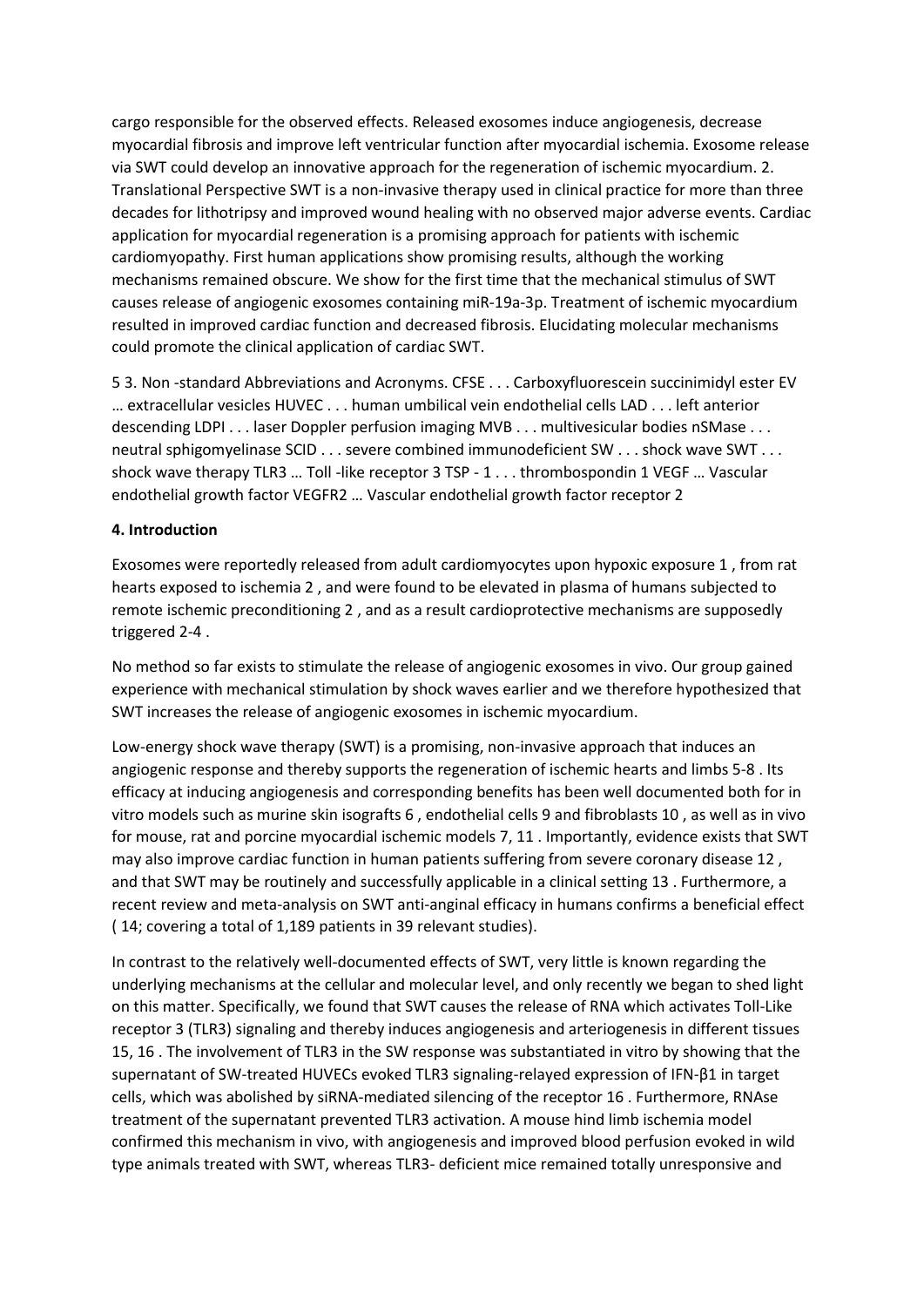cargo responsible for the observed effects. Released exosomes induce angiogenesis, decrease myocardial fibrosis and improve left ventricular function after myocardial ischemia. Exosome release via SWT could develop an innovative approach for the regeneration of ischemic myocardium. 2. Translational Perspective SWT is a non-invasive therapy used in clinical practice for more than three decades for lithotripsy and improved wound healing with no observed major adverse events. Cardiac application for myocardial regeneration is a promising approach for patients with ischemic cardiomyopathy. First human applications show promising results, although the working mechanisms remained obscure. We show for the first time that the mechanical stimulus of SWT causes release of angiogenic exosomes containing miR-19a-3p. Treatment of ischemic myocardium resulted in improved cardiac function and decreased fibrosis. Elucidating molecular mechanisms could promote the clinical application of cardiac SWT.

5 3. Non -standard Abbreviations and Acronyms. CFSE . . . Carboxyfluorescein succinimidyl ester EV … extracellular vesicles HUVEC . . . human umbilical vein endothelial cells LAD . . . left anterior descending LDPI . . . laser Doppler perfusion imaging MVB . . . multivesicular bodies nSMase . . . neutral sphigomyelinase SCID . . . severe combined immunodeficient SW . . . shock wave SWT . . . shock wave therapy TLR3 … Toll -like receptor 3 TSP - 1 . . . thrombospondin 1 VEGF … Vascular endothelial growth factor VEGFR2 … Vascular endothelial growth factor receptor 2

## 4. Introduction

Exosomes were reportedly released from adult cardiomyocytes upon hypoxic exposure 1 , from rat hearts exposed to ischemia 2 , and were found to be elevated in plasma of humans subjected to remote ischemic preconditioning 2 , and as a result cardioprotective mechanisms are supposedly triggered 2-4 .

No method so far exists to stimulate the release of angiogenic exosomes in vivo. Our group gained experience with mechanical stimulation by shock waves earlier and we therefore hypothesized that SWT increases the release of angiogenic exosomes in ischemic myocardium.

Low-energy shock wave therapy (SWT) is a promising, non-invasive approach that induces an angiogenic response and thereby supports the regeneration of ischemic hearts and limbs 5-8 . Its efficacy at inducing angiogenesis and corresponding benefits has been well documented both for in vitro models such as murine skin isografts 6 , endothelial cells 9 and fibroblasts 10 , as well as in vivo for mouse, rat and porcine myocardial ischemic models 7, 11 . Importantly, evidence exists that SWT may also improve cardiac function in human patients suffering from severe coronary disease 12 , and that SWT may be routinely and successfully applicable in a clinical setting 13 . Furthermore, a recent review and meta-analysis on SWT anti-anginal efficacy in humans confirms a beneficial effect ( 14; covering a total of 1,189 patients in 39 relevant studies).

In contrast to the relatively well-documented effects of SWT, very little is known regarding the underlying mechanisms at the cellular and molecular level, and only recently we began to shed light on this matter. Specifically, we found that SWT causes the release of RNA which activates Toll-Like receptor 3 (TLR3) signaling and thereby induces angiogenesis and arteriogenesis in different tissues 15, 16 . The involvement of TLR3 in the SW response was substantiated in vitro by showing that the supernatant of SW-treated HUVECs evoked TLR3 signaling-relayed expression of IFN-β1 in target cells, which was abolished by siRNA-mediated silencing of the receptor 16 . Furthermore, RNAse treatment of the supernatant prevented TLR3 activation. A mouse hind limb ischemia model confirmed this mechanism in vivo, with angiogenesis and improved blood perfusion evoked in wild type animals treated with SWT, whereas TLR3- deficient mice remained totally unresponsive and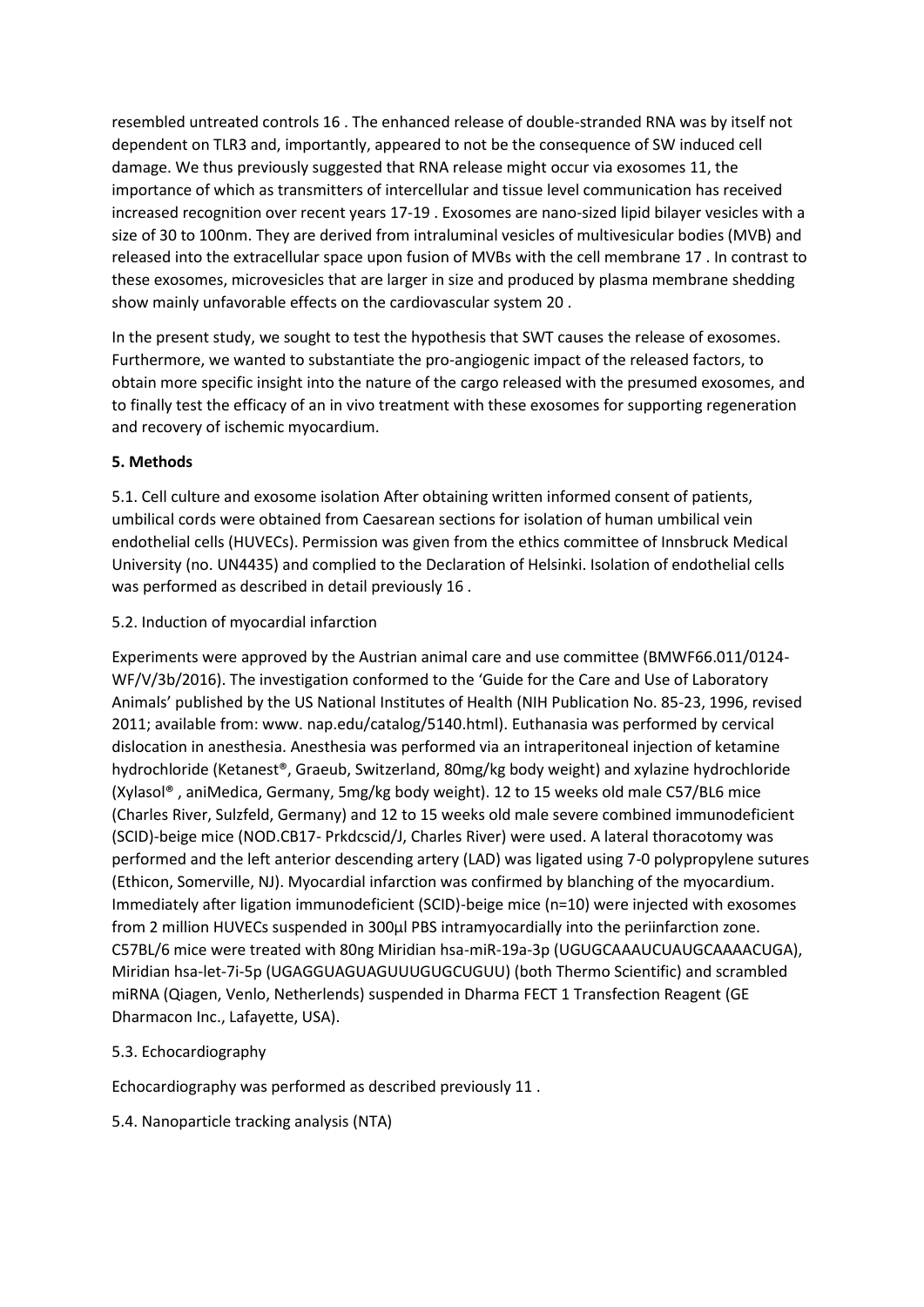resembled untreated controls 16 . The enhanced release of double-stranded RNA was by itself not dependent on TLR3 and, importantly, appeared to not be the consequence of SW induced cell damage. We thus previously suggested that RNA release might occur via exosomes 11, the importance of which as transmitters of intercellular and tissue level communication has received increased recognition over recent years 17-19 . Exosomes are nano-sized lipid bilayer vesicles with a size of 30 to 100nm. They are derived from intraluminal vesicles of multivesicular bodies (MVB) and released into the extracellular space upon fusion of MVBs with the cell membrane 17 . In contrast to these exosomes, microvesicles that are larger in size and produced by plasma membrane shedding show mainly unfavorable effects on the cardiovascular system 20 .

In the present study, we sought to test the hypothesis that SWT causes the release of exosomes. Furthermore, we wanted to substantiate the pro-angiogenic impact of the released factors, to obtain more specific insight into the nature of the cargo released with the presumed exosomes, and to finally test the efficacy of an in vivo treatment with these exosomes for supporting regeneration and recovery of ischemic myocardium.

## 5. Methods

5.1. Cell culture and exosome isolation After obtaining written informed consent of patients, umbilical cords were obtained from Caesarean sections for isolation of human umbilical vein endothelial cells (HUVECs). Permission was given from the ethics committee of Innsbruck Medical University (no. UN4435) and complied to the Declaration of Helsinki. Isolation of endothelial cells was performed as described in detail previously 16 .

5.2. Induction of myocardial infarction

Experiments were approved by the Austrian animal care and use committee (BMWF66.011/0124-WF/V/3b/2016). The investigation conformed to the 'Guide for the Care and Use of Laboratory Animals' published by the US National Institutes of Health (NIH Publication No. 85-23, 1996, revised 2011; available from: www. nap.edu/catalog/5140.html). Euthanasia was performed by cervical dislocation in anesthesia. Anesthesia was performed via an intraperitoneal injection of ketamine hydrochloride (Ketanest®, Graeub, Switzerland, 80mg/kg body weight) and xylazine hydrochloride (Xylasol® , aniMedica, Germany, 5mg/kg body weight). 12 to 15 weeks old male C57/BL6 mice (Charles River, Sulzfeld, Germany) and 12 to 15 weeks old male severe combined immunodeficient (SCID)-beige mice (NOD.CB17- Prkdcscid/J, Charles River) were used. A lateral thoracotomy was performed and the left anterior descending artery (LAD) was ligated using 7-0 polypropylene sutures (Ethicon, Somerville, NJ). Myocardial infarction was confirmed by blanching of the myocardium. Immediately after ligation immunodeficient (SCID)-beige mice (n=10) were injected with exosomes from 2 million HUVECs suspended in 300µl PBS intramyocardially into the periinfarction zone. C57BL/6 mice were treated with 80ng Miridian hsa-miR-19a-3p (UGUGCAAAUCUAUGCAAAACUGA), Miridian hsa-let-7i-5p (UGAGGUAGUAGUUUGUGCUGUU) (both Thermo Scientific) and scrambled miRNA (Qiagen, Venlo, Netherlends) suspended in Dharma FECT 1 Transfection Reagent (GE Dharmacon Inc., Lafayette, USA).

5.3. Echocardiography

Echocardiography was performed as described previously 11 .

5.4. Nanoparticle tracking analysis (NTA)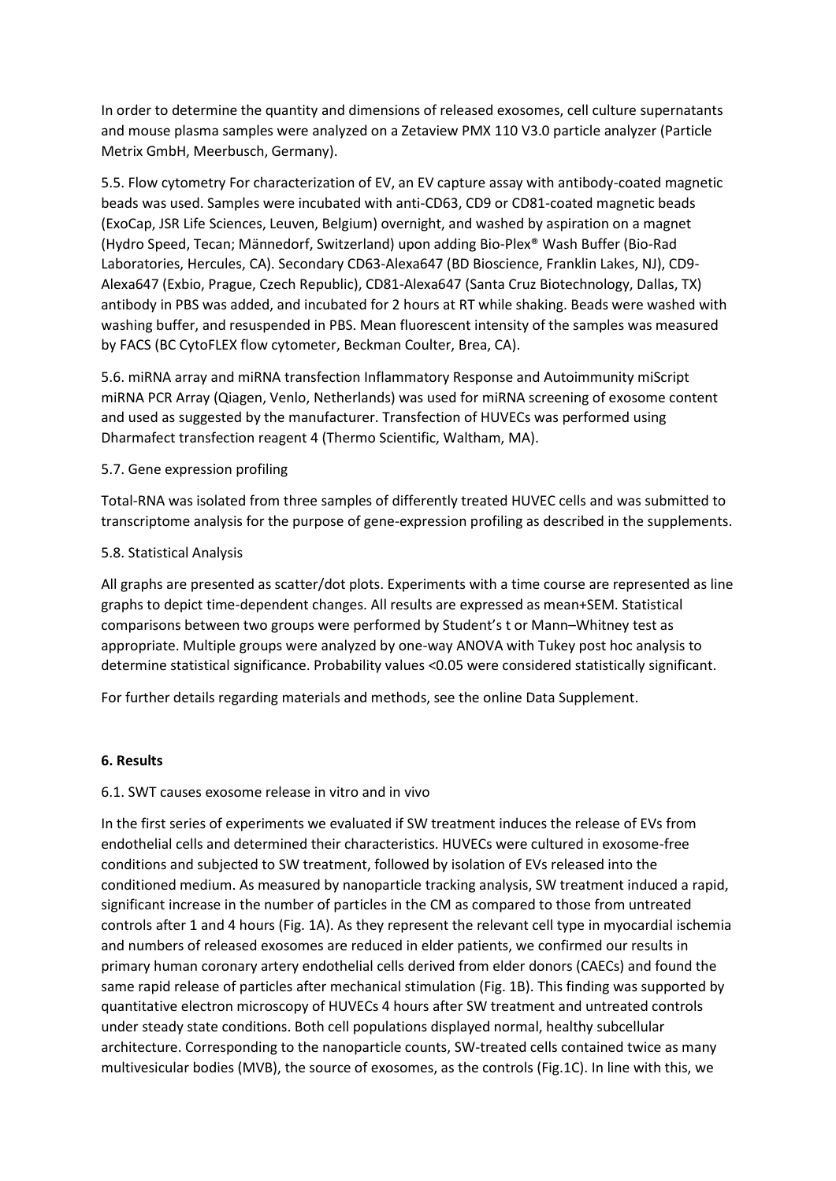In order to determine the quantity and dimensions of released exosomes, cell culture supernatants and mouse plasma samples were analyzed on a Zetaview PMX 110 V3.0 particle analyzer (Particle Metrix GmbH, Meerbusch, Germany).

5.5. Flow cytometry For characterization of EV, an EV capture assay with antibody-coated magnetic beads was used. Samples were incubated with anti-CD63, CD9 or CD81-coated magnetic beads (ExoCap, JSR Life Sciences, Leuven, Belgium) overnight, and washed by aspiration on a magnet (Hydro Speed, Tecan; Männedorf, Switzerland) upon adding Bio-Plex® Wash Buffer (Bio-Rad Laboratories, Hercules, CA). Secondary CD63-Alexa647 (BD Bioscience, Franklin Lakes, NJ), CD9-Alexa647 (Exbio, Prague, Czech Republic), CD81-Alexa647 (Santa Cruz Biotechnology, Dallas, TX) antibody in PBS was added, and incubated for 2 hours at RT while shaking. Beads were washed with washing buffer, and resuspended in PBS. Mean fluorescent intensity of the samples was measured by FACS (BC CytoFLEX flow cytometer, Beckman Coulter, Brea, CA).

5.6. miRNA array and miRNA transfection Inflammatory Response and Autoimmunity miScript miRNA PCR Array (Qiagen, Venlo, Netherlands) was used for miRNA screening of exosome content and used as suggested by the manufacturer. Transfection of HUVECs was performed using Dharmafect transfection reagent 4 (Thermo Scientific, Waltham, MA).

5.7. Gene expression profiling

Total-RNA was isolated from three samples of differently treated HUVEC cells and was submitted to transcriptome analysis for the purpose of gene-expression profiling as described in the supplements.

5.8. Statistical Analysis

All graphs are presented as scatter/dot plots. Experiments with a time course are represented as line graphs to depict time-dependent changes. All results are expressed as mean+SEM. Statistical comparisons between two groups were performed by Student's t or Mann–Whitney test as appropriate. Multiple groups were analyzed by one-way ANOVA with Tukey post hoc analysis to determine statistical significance. Probability values <0.05 were considered statistically significant.

For further details regarding materials and methods, see the online Data Supplement.

## 6. Results

6.1. SWT causes exosome release in vitro and in vivo

In the first series of experiments we evaluated if SW treatment induces the release of EVs from endothelial cells and determined their characteristics. HUVECs were cultured in exosome-free conditions and subjected to SW treatment, followed by isolation of EVs released into the conditioned medium. As measured by nanoparticle tracking analysis, SW treatment induced a rapid, significant increase in the number of particles in the CM as compared to those from untreated controls after 1 and 4 hours (Fig. 1A). As they represent the relevant cell type in myocardial ischemia and numbers of released exosomes are reduced in elder patients, we confirmed our results in primary human coronary artery endothelial cells derived from elder donors (CAECs) and found the same rapid release of particles after mechanical stimulation (Fig. 1B). This finding was supported by quantitative electron microscopy of HUVECs 4 hours after SW treatment and untreated controls under steady state conditions. Both cell populations displayed normal, healthy subcellular architecture. Corresponding to the nanoparticle counts, SW-treated cells contained twice as many multivesicular bodies (MVB), the source of exosomes, as the controls (Fig.1C). In line with this, we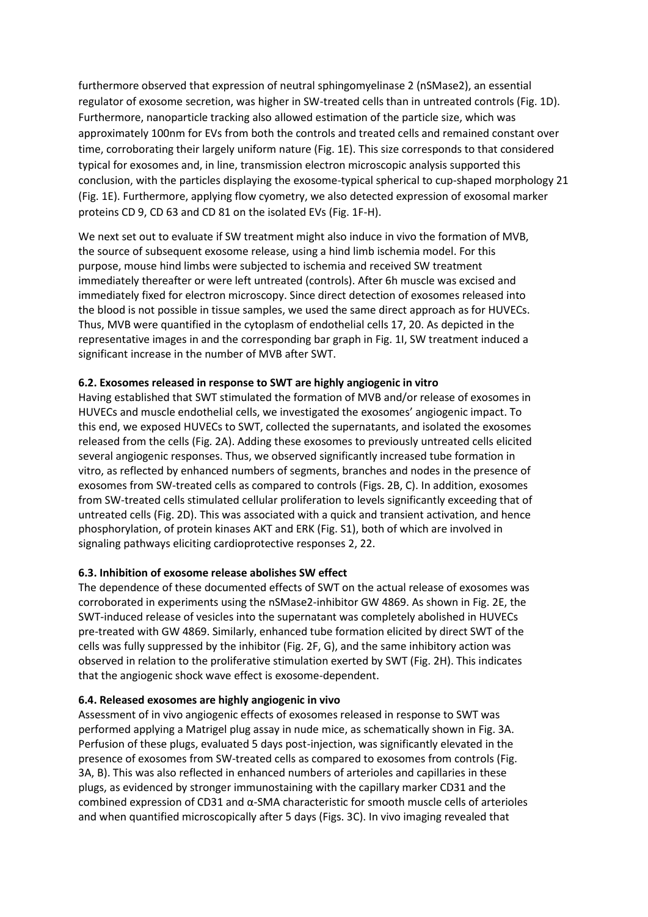furthermore observed that expression of neutral sphingomyelinase 2 (nSMase2), an essential regulator of exosome secretion, was higher in SW-treated cells than in untreated controls (Fig. 1D). Furthermore, nanoparticle tracking also allowed estimation of the particle size, which was approximately 100nm for EVs from both the controls and treated cells and remained constant over time, corroborating their largely uniform nature (Fig. 1E). This size corresponds to that considered typical for exosomes and, in line, transmission electron microscopic analysis supported this conclusion, with the particles displaying the exosome-typical spherical to cup-shaped morphology 21 (Fig. 1E). Furthermore, applying flow cyometry, we also detected expression of exosomal marker proteins CD 9, CD 63 and CD 81 on the isolated EVs (Fig. 1F-H).

We next set out to evaluate if SW treatment might also induce in vivo the formation of MVB, the source of subsequent exosome release, using a hind limb ischemia model. For this purpose, mouse hind limbs were subjected to ischemia and received SW treatment immediately thereafter or were left untreated (controls). After 6h muscle was excised and immediately fixed for electron microscopy. Since direct detection of exosomes released into the blood is not possible in tissue samples, we used the same direct approach as for HUVECs. Thus, MVB were quantified in the cytoplasm of endothelial cells 17, 20. As depicted in the representative images in and the corresponding bar graph in Fig. 1I, SW treatment induced a significant increase in the number of MVB after SWT.

### 6.2. Exosomes released in response to SWT are highly angiogenic in vitro

Having established that SWT stimulated the formation of MVB and/or release of exosomes in HUVECs and muscle endothelial cells, we investigated the exosomes' angiogenic impact. To this end, we exposed HUVECs to SWT, collected the supernatants, and isolated the exosomes released from the cells (Fig. 2A). Adding these exosomes to previously untreated cells elicited several angiogenic responses. Thus, we observed significantly increased tube formation in vitro, as reflected by enhanced numbers of segments, branches and nodes in the presence of exosomes from SW-treated cells as compared to controls (Figs. 2B, C). In addition, exosomes from SW-treated cells stimulated cellular proliferation to levels significantly exceeding that of untreated cells (Fig. 2D). This was associated with a quick and transient activation, and hence phosphorylation, of protein kinases AKT and ERK (Fig. S1), both of which are involved in signaling pathways eliciting cardioprotective responses 2, 22.

### 6.3. Inhibition of exosome release abolishes SW effect

The dependence of these documented effects of SWT on the actual release of exosomes was corroborated in experiments using the nSMase2-inhibitor GW 4869. As shown in Fig. 2E, the SWT-induced release of vesicles into the supernatant was completely abolished in HUVECs pre-treated with GW 4869. Similarly, enhanced tube formation elicited by direct SWT of the cells was fully suppressed by the inhibitor (Fig. 2F, G), and the same inhibitory action was observed in relation to the proliferative stimulation exerted by SWT (Fig. 2H). This indicates that the angiogenic shock wave effect is exosome-dependent.

### 6.4. Released exosomes are highly angiogenic in vivo

Assessment of in vivo angiogenic effects of exosomes released in response to SWT was performed applying a Matrigel plug assay in nude mice, as schematically shown in Fig. 3A. Perfusion of these plugs, evaluated 5 days post-injection, was significantly elevated in the presence of exosomes from SW-treated cells as compared to exosomes from controls (Fig. 3A, B). This was also reflected in enhanced numbers of arterioles and capillaries in these plugs, as evidenced by stronger immunostaining with the capillary marker CD31 and the combined expression of CD31 and α-SMA characteristic for smooth muscle cells of arterioles and when quantified microscopically after 5 days (Figs. 3C). In vivo imaging revealed that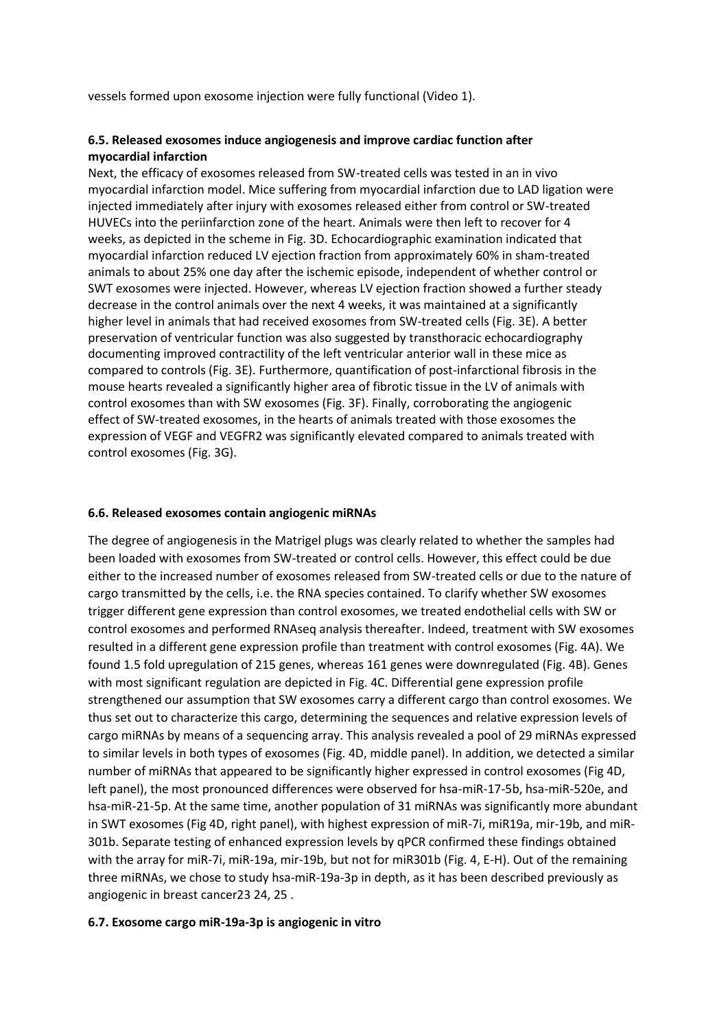vessels formed upon exosome injection were fully functional (Video 1).

### 6.5. Released exosomes induce angiogenesis and improve cardiac function after myocardial infarction

Next, the efficacy of exosomes released from SW-treated cells was tested in an in vivo myocardial infarction model. Mice suffering from myocardial infarction due to LAD ligation were injected immediately after injury with exosomes released either from control or SW-treated HUVECs into the periinfarction zone of the heart. Animals were then left to recover for 4 weeks, as depicted in the scheme in Fig. 3D. Echocardiographic examination indicated that myocardial infarction reduced LV ejection fraction from approximately 60% in sham-treated animals to about 25% one day after the ischemic episode, independent of whether control or SWT exosomes were injected. However, whereas LV ejection fraction showed a further steady decrease in the control animals over the next 4 weeks, it was maintained at a significantly higher level in animals that had received exosomes from SW-treated cells (Fig. 3E). A better preservation of ventricular function was also suggested by transthoracic echocardiography documenting improved contractility of the left ventricular anterior wall in these mice as compared to controls (Fig. 3E). Furthermore, quantification of post-infarctional fibrosis in the mouse hearts revealed a significantly higher area of fibrotic tissue in the LV of animals with control exosomes than with SW exosomes (Fig. 3F). Finally, corroborating the angiogenic effect of SW-treated exosomes, in the hearts of animals treated with those exosomes the expression of VEGF and VEGFR2 was significantly elevated compared to animals treated with control exosomes (Fig. 3G).

### 6.6. Released exosomes contain angiogenic miRNAs

The degree of angiogenesis in the Matrigel plugs was clearly related to whether the samples had been loaded with exosomes from SW-treated or control cells. However, this effect could be due either to the increased number of exosomes released from SW-treated cells or due to the nature of cargo transmitted by the cells, i.e. the RNA species contained. To clarify whether SW exosomes trigger different gene expression than control exosomes, we treated endothelial cells with SW or control exosomes and performed RNAseq analysis thereafter. Indeed, treatment with SW exosomes resulted in a different gene expression profile than treatment with control exosomes (Fig. 4A). We found 1.5 fold upregulation of 215 genes, whereas 161 genes were downregulated (Fig. 4B). Genes with most significant regulation are depicted in Fig. 4C. Differential gene expression profile strengthened our assumption that SW exosomes carry a different cargo than control exosomes. We thus set out to characterize this cargo, determining the sequences and relative expression levels of cargo miRNAs by means of a sequencing array. This analysis revealed a pool of 29 miRNAs expressed to similar levels in both types of exosomes (Fig. 4D, middle panel). In addition, we detected a similar number of miRNAs that appeared to be significantly higher expressed in control exosomes (Fig 4D, left panel), the most pronounced differences were observed for hsa-miR-17-5b, hsa-miR-520e, and hsa-miR-21-5p. At the same time, another population of 31 miRNAs was significantly more abundant in SWT exosomes (Fig 4D, right panel), with highest expression of miR-7i, miR19a, mir-19b, and miR-301b. Separate testing of enhanced expression levels by qPCR confirmed these findings obtained with the array for miR-7i, miR-19a, mir-19b, but not for miR301b (Fig. 4, E-H). Out of the remaining three miRNAs, we chose to study hsa-miR-19a-3p in depth, as it has been described previously as angiogenic in breast cancer[23 24, 25].

### 6.7. Exosome cargo miR-19a-3p is angiogenic in vitro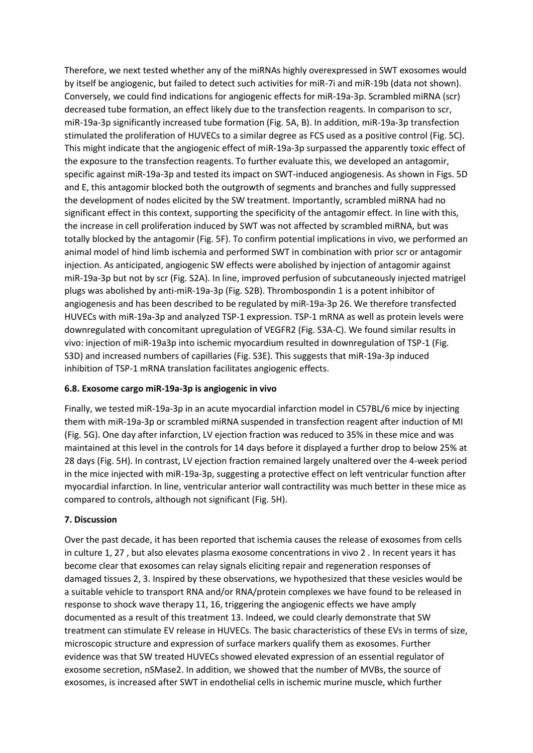Therefore, we next tested whether any of the miRNAs highly overexpressed in SWT exosomes would by itself be angiogenic, but failed to detect such activities for miR-7i and miR-19b (data not shown). Conversely, we could find indications for angiogenic effects for miR-19a-3p. Scrambled miRNA (scr) decreased tube formation, an effect likely due to the transfection reagents. In comparison to scr, miR-19a-3p significantly increased tube formation (Fig. 5A, B). In addition, miR-19a-3p transfection stimulated the proliferation of HUVECs to a similar degree as FCS used as a positive control (Fig. 5C). This might indicate that the angiogenic effect of miR-19a-3p surpassed the apparently toxic effect of the exposure to the transfection reagents. To further evaluate this, we developed an antagomir, specific against miR-19a-3p and tested its impact on SWT-induced angiogenesis. As shown in Figs. 5D and E, this antagomir blocked both the outgrowth of segments and branches and fully suppressed the development of nodes elicited by the SW treatment. Importantly, scrambled miRNA had no significant effect in this context, supporting the specificity of the antagomir effect. In line with this, the increase in cell proliferation induced by SWT was not affected by scrambled miRNA, but was totally blocked by the antagomir (Fig. 5F). To confirm potential implications in vivo, we performed an animal model of hind limb ischemia and performed SWT in combination with prior scr or antagomir injection. As anticipated, angiogenic SW effects were abolished by injection of antagomir against miR-19a-3p but not by scr (Fig. S2A). In line, improved perfusion of subcutaneously injected matrigel plugs was abolished by anti-miR-19a-3p (Fig. S2B). Thrombospondin 1 is a potent inhibitor of angiogenesis and has been described to be regulated by miR-19a-3p [26]. We therefore transfected HUVECs with miR-19a-3p and analyzed TSP-1 expression. TSP-1 mRNA as well as protein levels were downregulated with concomitant upregulation of VEGFR2 (Fig. S3A-C). We found similar results in vivo: injection of miR-19a3p into ischemic myocardium resulted in downregulation of TSP-1 (Fig. S3D) and increased numbers of capillaries (Fig. S3E). This suggests that miR-19a-3p induced inhibition of TSP-1 mRNA translation facilitates angiogenic effects.

### 6.8. Exosome cargo miR-19a-3p is angiogenic in vivo

Finally, we tested miR-19a-3p in an acute myocardial infarction model in C57BL/6 mice by injecting them with miR-19a-3p or scrambled miRNA suspended in transfection reagent after induction of MI (Fig. 5G). One day after infarction, LV ejection fraction was reduced to 35% in these mice and was maintained at this level in the controls for 14 days before it displayed a further drop to below 25% at 28 days (Fig. 5H). In contrast, LV ejection fraction remained largely unaltered over the 4-week period in the mice injected with miR-19a-3p, suggesting a protective effect on left ventricular function after myocardial infarction. In line, ventricular anterior wall contractility was much better in these mice as compared to controls, although not significant (Fig. 5H).

## 7. Discussion

Over the past decade, it has been reported that ischemia causes the release of exosomes from cells in culture [1, 27], but also elevates plasma exosome concentrations in vivo [2]. In recent years it has become clear that exosomes can relay signals eliciting repair and regeneration responses of damaged tissues [2, 3]. Inspired by these observations, we hypothesized that these vesicles would be a suitable vehicle to transport RNA and/or RNA/protein complexes we have found to be released in response to shock wave therapy [11, 16], triggering the angiogenic effects we have amply documented as a result of this treatment [13]. Indeed, we could clearly demonstrate that SW treatment can stimulate EV release in HUVECs. The basic characteristics of these EVs in terms of size, microscopic structure and expression of surface markers qualify them as exosomes. Further evidence was that SW treated HUVECs showed elevated expression of an essential regulator of exosome secretion, nSMase2. In addition, we showed that the number of MVBs, the source of exosomes, is increased after SWT in endothelial cells in ischemic murine muscle, which further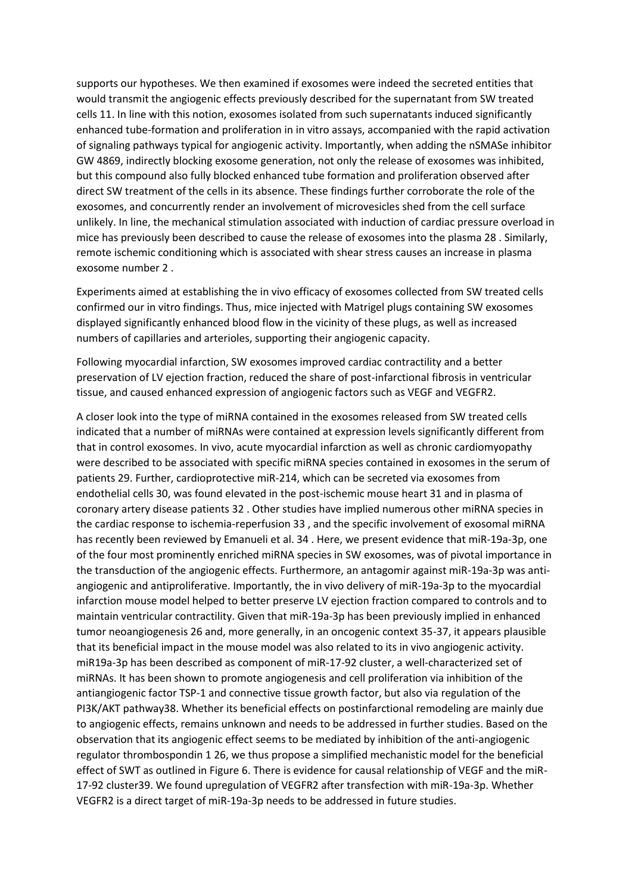supports our hypotheses. We then examined if exosomes were indeed the secreted entities that would transmit the angiogenic effects previously described for the supernatant from SW treated cells 11. In line with this notion, exosomes isolated from such supernatants induced significantly enhanced tube-formation and proliferation in in vitro assays, accompanied with the rapid activation of signaling pathways typical for angiogenic activity. Importantly, when adding the nSMASe inhibitor GW 4869, indirectly blocking exosome generation, not only the release of exosomes was inhibited, but this compound also fully blocked enhanced tube formation and proliferation observed after direct SW treatment of the cells in its absence. These findings further corroborate the role of the exosomes, and concurrently render an involvement of microvesicles shed from the cell surface unlikely. In line, the mechanical stimulation associated with induction of cardiac pressure overload in mice has previously been described to cause the release of exosomes into the plasma 28 . Similarly, remote ischemic conditioning which is associated with shear stress causes an increase in plasma exosome number 2 .

Experiments aimed at establishing the in vivo efficacy of exosomes collected from SW treated cells confirmed our in vitro findings. Thus, mice injected with Matrigel plugs containing SW exosomes displayed significantly enhanced blood flow in the vicinity of these plugs, as well as increased numbers of capillaries and arterioles, supporting their angiogenic capacity.

Following myocardial infarction, SW exosomes improved cardiac contractility and a better preservation of LV ejection fraction, reduced the share of post-infarctional fibrosis in ventricular tissue, and caused enhanced expression of angiogenic factors such as VEGF and VEGFR2.

A closer look into the type of miRNA contained in the exosomes released from SW treated cells indicated that a number of miRNAs were contained at expression levels significantly different from that in control exosomes. In vivo, acute myocardial infarction as well as chronic cardiomyopathy were described to be associated with specific miRNA species contained in exosomes in the serum of patients 29. Further, cardioprotective miR-214, which can be secreted via exosomes from endothelial cells 30, was found elevated in the post-ischemic mouse heart 31 and in plasma of coronary artery disease patients 32 . Other studies have implied numerous other miRNA species in the cardiac response to ischemia-reperfusion 33 , and the specific involvement of exosomal miRNA has recently been reviewed by Emanueli et al. 34 . Here, we present evidence that miR-19a-3p, one of the four most prominently enriched miRNA species in SW exosomes, was of pivotal importance in the transduction of the angiogenic effects. Furthermore, an antagomir against miR-19a-3p was anti-angiogenic and antiproliferative. Importantly, the in vivo delivery of miR-19a-3p to the myocardial infarction mouse model helped to better preserve LV ejection fraction compared to controls and to maintain ventricular contractility. Given that miR-19a-3p has been previously implied in enhanced tumor neoangiogenesis 26 and, more generally, in an oncogenic context 35-37, it appears plausible that its beneficial impact in the mouse model was also related to its in vivo angiogenic activity. miR19a-3p has been described as component of miR-17-92 cluster, a well-characterized set of miRNAs. It has been shown to promote angiogenesis and cell proliferation via inhibition of the antiangiogenic factor TSP-1 and connective tissue growth factor, but also via regulation of the PI3K/AKT pathway38. Whether its beneficial effects on postinfarctional remodeling are mainly due to angiogenic effects, remains unknown and needs to be addressed in further studies. Based on the observation that its angiogenic effect seems to be mediated by inhibition of the anti-angiogenic regulator thrombospondin 1 26, we thus propose a simplified mechanistic model for the beneficial effect of SWT as outlined in Figure 6. There is evidence for causal relationship of VEGF and the miR-17-92 cluster39. We found upregulation of VEGFR2 after transfection with miR-19a-3p. Whether VEGFR2 is a direct target of miR-19a-3p needs to be addressed in future studies.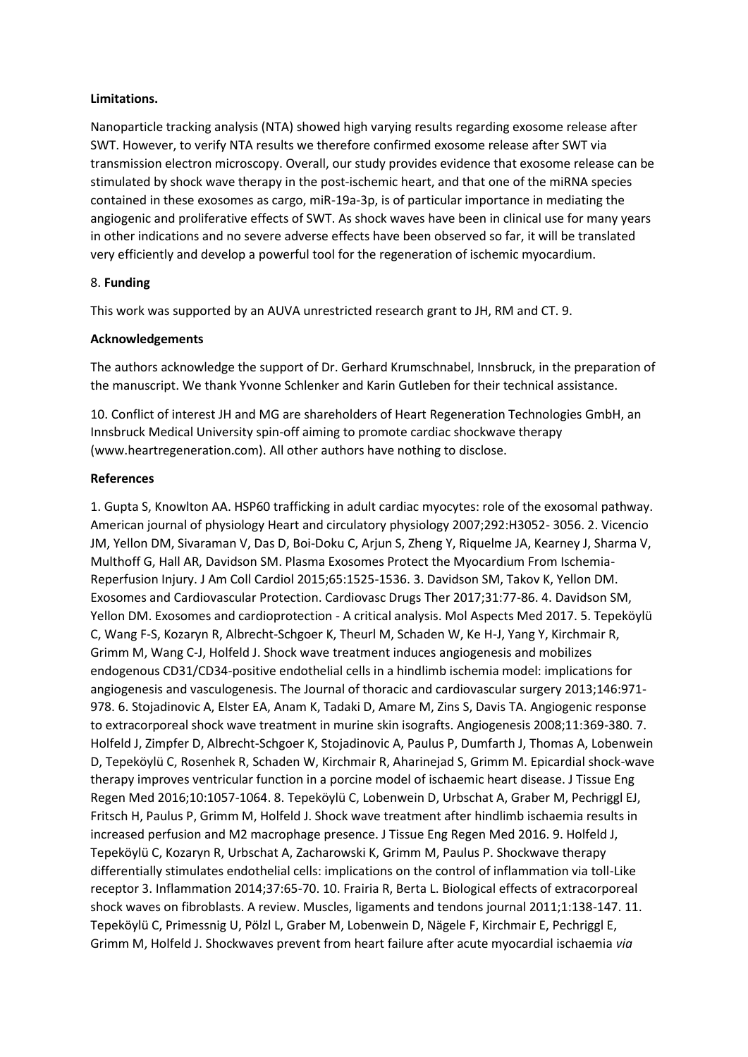**Limitations.**

Nanoparticle tracking analysis (NTA) showed high varying results regarding exosome release after SWT. However, to verify NTA results we therefore confirmed exosome release after SWT via transmission electron microscopy. Overall, our study provides evidence that exosome release can be stimulated by shock wave therapy in the post-ischemic heart, and that one of the miRNA species contained in these exosomes as cargo, miR-19a-3p, is of particular importance in mediating the angiogenic and proliferative effects of SWT. As shock waves have been in clinical use for many years in other indications and no severe adverse effects have been observed so far, it will be translated very efficiently and develop a powerful tool for the regeneration of ischemic myocardium.

8. **Funding**

This work was supported by an AUVA unrestricted research grant to JH, RM and CT. 9.

**Acknowledgements**

The authors acknowledge the support of Dr. Gerhard Krumschnabel, Innsbruck, in the preparation of the manuscript. We thank Yvonne Schlenker and Karin Gutleben for their technical assistance.

10. Conflict of interest JH and MG are shareholders of Heart Regeneration Technologies GmbH, an Innsbruck Medical University spin-off aiming to promote cardiac shockwave therapy (www.heartregeneration.com). All other authors have nothing to disclose.

**References**

1. Gupta S, Knowlton AA. HSP60 trafficking in adult cardiac myocytes: role of the exosomal pathway. American journal of physiology Heart and circulatory physiology 2007;292:H3052- 3056. 2. Vicencio JM, Yellon DM, Sivaraman V, Das D, Boi-Doku C, Arjun S, Zheng Y, Riquelme JA, Kearney J, Sharma V, Multhoff G, Hall AR, Davidson SM. Plasma Exosomes Protect the Myocardium From Ischemia-Reperfusion Injury. J Am Coll Cardiol 2015;65:1525-1536. 3. Davidson SM, Takov K, Yellon DM. Exosomes and Cardiovascular Protection. Cardiovasc Drugs Ther 2017;31:77-86. 4. Davidson SM, Yellon DM. Exosomes and cardioprotection - A critical analysis. Mol Aspects Med 2017. 5. Tepeköylü C, Wang F-S, Kozaryn R, Albrecht-Schgoer K, Theurl M, Schaden W, Ke H-J, Yang Y, Kirchmair R, Grimm M, Wang C-J, Holfeld J. Shock wave treatment induces angiogenesis and mobilizes endogenous CD31/CD34-positive endothelial cells in a hindlimb ischemia model: implications for angiogenesis and vasculogenesis. The Journal of thoracic and cardiovascular surgery 2013;146:971-978. 6. Stojadinovic A, Elster EA, Anam K, Tadaki D, Amare M, Zins S, Davis TA. Angiogenic response to extracorporeal shock wave treatment in murine skin isografts. Angiogenesis 2008;11:369-380. 7. Holfeld J, Zimpfer D, Albrecht-Schgoer K, Stojadinovic A, Paulus P, Dumfarth J, Thomas A, Lobenwein D, Tepeköylü C, Rosenhek R, Schaden W, Kirchmair R, Aharinejad S, Grimm M. Epicardial shock-wave therapy improves ventricular function in a porcine model of ischaemic heart disease. J Tissue Eng Regen Med 2016;10:1057-1064. 8. Tepeköylü C, Lobenwein D, Urbschat A, Graber M, Pechriggl EJ, Fritsch H, Paulus P, Grimm M, Holfeld J. Shock wave treatment after hindlimb ischaemia results in increased perfusion and M2 macrophage presence. J Tissue Eng Regen Med 2016. 9. Holfeld J, Tepeköylü C, Kozaryn R, Urbschat A, Zacharowski K, Grimm M, Paulus P. Shockwave therapy differentially stimulates endothelial cells: implications on the control of inflammation via toll-Like receptor 3. Inflammation 2014;37:65-70. 10. Frairia R, Berta L. Biological effects of extracorporeal shock waves on fibroblasts. A review. Muscles, ligaments and tendons journal 2011;1:138-147. 11. Tepeköylü C, Primessnig U, Pölzl L, Graber M, Lobenwein D, Nägele F, Kirchmair E, Pechriggl E, Grimm M, Holfeld J. Shockwaves prevent from heart failure after acute myocardial ischaemia *via*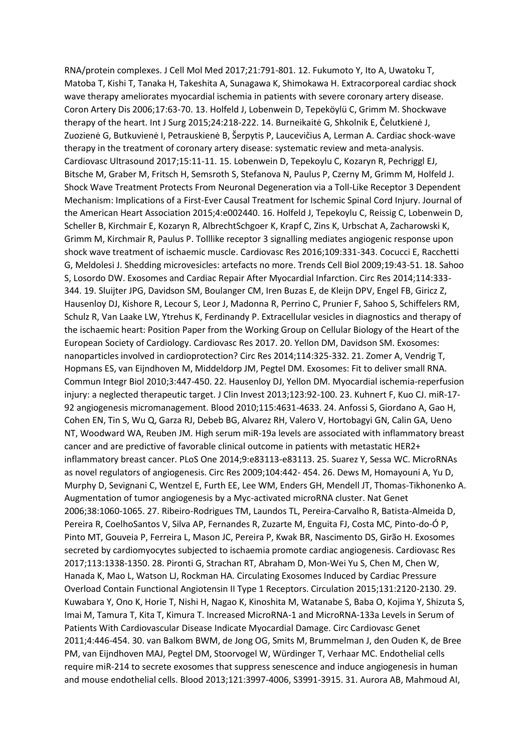RNA/protein complexes. J Cell Mol Med 2017;21:791-801. 12. Fukumoto Y, Ito A, Uwatoku T, Matoba T, Kishi T, Tanaka H, Takeshita A, Sunagawa K, Shimokawa H. Extracorporeal cardiac shock wave therapy ameliorates myocardial ischemia in patients with severe coronary artery disease. Coron Artery Dis 2006;17:63-70. 13. Holfeld J, Lobenwein D, Tepeköylü C, Grimm M. Shockwave therapy of the heart. Int J Surg 2015;24:218-222. 14. Burneikaitė G, Shkolnik E, Čelutkienė J, Zuozienė G, Butkuvienė I, Petrauskienė B, Šerpytis P, Laucevičius A, Lerman A. Cardiac shock-wave therapy in the treatment of coronary artery disease: systematic review and meta-analysis. Cardiovasc Ultrasound 2017;15:11-11. 15. Lobenwein D, Tepekoylu C, Kozaryn R, Pechriggl EJ, Bitsche M, Graber M, Fritsch H, Semsroth S, Stefanova N, Paulus P, Czerny M, Grimm M, Holfeld J. Shock Wave Treatment Protects From Neuronal Degeneration via a Toll-Like Receptor 3 Dependent Mechanism: Implications of a First-Ever Causal Treatment for Ischemic Spinal Cord Injury. Journal of the American Heart Association 2015;4:e002440. 16. Holfeld J, Tepekoylu C, Reissig C, Lobenwein D, Scheller B, Kirchmair E, Kozaryn R, AlbrechtSchgoer K, Krapf C, Zins K, Urbschat A, Zacharowski K, Grimm M, Kirchmair R, Paulus P. Tolllike receptor 3 signalling mediates angiogenic response upon shock wave treatment of ischaemic muscle. Cardiovasc Res 2016;109:331-343. Cocucci E, Racchetti G, Meldolesi J. Shedding microvesicles: artefacts no more. Trends Cell Biol 2009;19:43-51. 18. Sahoo S, Losordo DW. Exosomes and Cardiac Repair After Myocardial Infarction. Circ Res 2014;114:333-344. 19. Sluijter JPG, Davidson SM, Boulanger CM, Iren Buzas E, de Kleijn DPV, Engel FB, Giricz Z, Hausenloy DJ, Kishore R, Lecour S, Leor J, Madonna R, Perrino C, Prunier F, Sahoo S, Schiffelers RM, Schulz R, Van Laake LW, Ytrehus K, Ferdinandy P. Extracellular vesicles in diagnostics and therapy of the ischaemic heart: Position Paper from the Working Group on Cellular Biology of the Heart of the European Society of Cardiology. Cardiovasc Res 2017. 20. Yellon DM, Davidson SM. Exosomes: nanoparticles involved in cardioprotection? Circ Res 2014;114:325-332. 21. Zomer A, Vendrig T, Hopmans ES, van Eijndhoven M, Middeldorp JM, Pegtel DM. Exosomes: Fit to deliver small RNA. Commun Integr Biol 2010;3:447-450. 22. Hausenloy DJ, Yellon DM. Myocardial ischemia-reperfusion injury: a neglected therapeutic target. J Clin Invest 2013;123:92-100. 23. Kuhnert F, Kuo CJ. miR-17-92 angiogenesis micromanagement. Blood 2010;115:4631-4633. 24. Anfossi S, Giordano A, Gao H, Cohen EN, Tin S, Wu Q, Garza RJ, Debeb BG, Alvarez RH, Valero V, Hortobagyi GN, Calin GA, Ueno NT, Woodward WA, Reuben JM. High serum miR-19a levels are associated with inflammatory breast cancer and are predictive of favorable clinical outcome in patients with metastatic HER2+ inflammatory breast cancer. PLoS One 2014;9:e83113-e83113. 25. Suarez Y, Sessa WC. MicroRNAs as novel regulators of angiogenesis. Circ Res 2009;104:442- 454. 26. Dews M, Homayouni A, Yu D, Murphy D, Sevignani C, Wentzel E, Furth EE, Lee WM, Enders GH, Mendell JT, Thomas-Tikhonenko A. Augmentation of tumor angiogenesis by a Myc-activated microRNA cluster. Nat Genet 2006;38:1060-1065. 27. Ribeiro-Rodrigues TM, Laundos TL, Pereira-Carvalho R, Batista-Almeida D, Pereira R, CoelhoSantos V, Silva AP, Fernandes R, Zuzarte M, Enguita FJ, Costa MC, Pinto-do-Ó P, Pinto MT, Gouveia P, Ferreira L, Mason JC, Pereira P, Kwak BR, Nascimento DS, Girão H. Exosomes secreted by cardiomyocytes subjected to ischaemia promote cardiac angiogenesis. Cardiovasc Res 2017;113:1338-1350. 28. Pironti G, Strachan RT, Abraham D, Mon-Wei Yu S, Chen M, Chen W, Hanada K, Mao L, Watson LJ, Rockman HA. Circulating Exosomes Induced by Cardiac Pressure Overload Contain Functional Angiotensin II Type 1 Receptors. Circulation 2015;131:2120-2130. 29. Kuwabara Y, Ono K, Horie T, Nishi H, Nagao K, Kinoshita M, Watanabe S, Baba O, Kojima Y, Shizuta S, Imai M, Tamura T, Kita T, Kimura T. Increased MicroRNA-1 and MicroRNA-133a Levels in Serum of Patients With Cardiovascular Disease Indicate Myocardial Damage. Circ Cardiovasc Genet 2011;4:446-454. 30. van Balkom BWM, de Jong OG, Smits M, Brummelman J, den Ouden K, de Bree PM, van Eijndhoven MAJ, Pegtel DM, Stoorvogel W, Würdinger T, Verhaar MC. Endothelial cells require miR-214 to secrete exosomes that suppress senescence and induce angiogenesis in human and mouse endothelial cells. Blood 2013;121:3997-4006, S3991-3915. 31. Aurora AB, Mahmoud AI,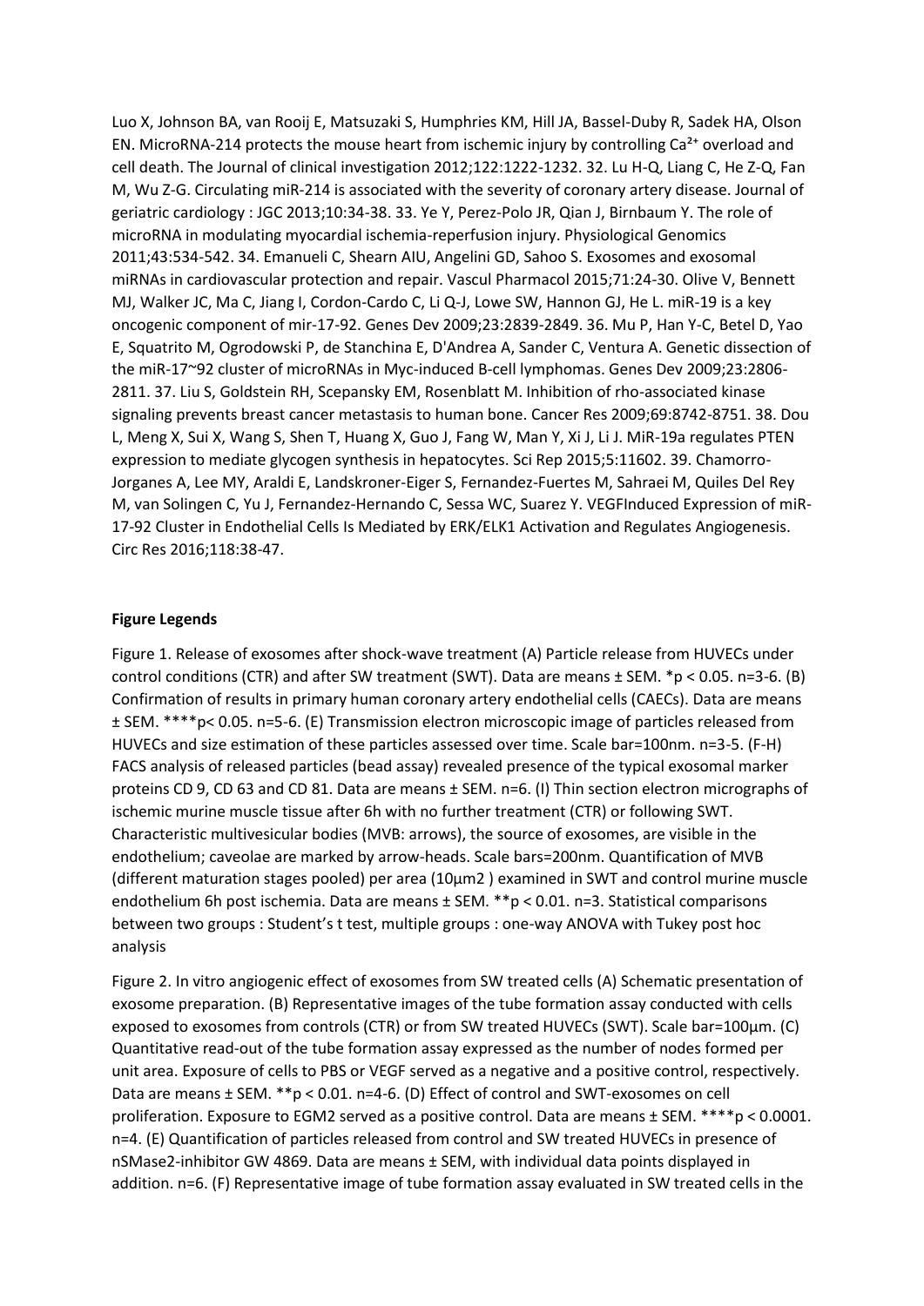Luo X, Johnson BA, van Rooij E, Matsuzaki S, Humphries KM, Hill JA, Bassel-Duby R, Sadek HA, Olson EN. MicroRNA-214 protects the mouse heart from ischemic injury by controlling $Ca^{2+}$ overload and cell death. The Journal of clinical investigation 2012;122:1222-1232. 32. Lu H-Q, Liang C, He Z-Q, Fan M, Wu Z-G. Circulating miR-214 is associated with the severity of coronary artery disease. Journal of geriatric cardiology : JGC 2013;10:34-38. 33. Ye Y, Perez-Polo JR, Qian J, Birnbaum Y. The role of microRNA in modulating myocardial ischemia-reperfusion injury. Physiological Genomics 2011;43:534-542. 34. Emanueli C, Shearn AIU, Angelini GD, Sahoo S. Exosomes and exosomal miRNAs in cardiovascular protection and repair. Vascul Pharmacol 2015;71:24-30. Olive V, Bennett MJ, Walker JC, Ma C, Jiang I, Cordon-Cardo C, Li Q-J, Lowe SW, Hannon GJ, He L. miR-19 is a key oncogenic component of mir-17-92. Genes Dev 2009;23:2839-2849. 36. Mu P, Han Y-C, Betel D, Yao E, Squatrito M, Ogrodowski P, de Stanchina E, D'Andrea A, Sander C, Ventura A. Genetic dissection of the miR-17~92 cluster of microRNAs in Myc-induced B-cell lymphomas. Genes Dev 2009;23:2806-2811. 37. Liu S, Goldstein RH, Scepansky EM, Rosenblatt M. Inhibition of rho-associated kinase signaling prevents breast cancer metastasis to human bone. Cancer Res 2009;69:8742-8751. 38. Dou L, Meng X, Sui X, Wang S, Shen T, Huang X, Guo J, Fang W, Man Y, Xi J, Li J. MiR-19a regulates PTEN expression to mediate glycogen synthesis in hepatocytes. Sci Rep 2015;5:11602. 39. Chamorro-Jorganes A, Lee MY, Araldi E, Landskroner-Eiger S, Fernandez-Fuertes M, Sahraei M, Quiles Del Rey M, van Solingen C, Yu J, Fernandez-Hernando C, Sessa WC, Suarez Y. VEGFInduced Expression of miR-17-92 Cluster in Endothelial Cells Is Mediated by ERK/ELK1 Activation and Regulates Angiogenesis. Circ Res 2016;118:38-47.

**Figure Legends**

Figure 1. Release of exosomes after shock-wave treatment (A) Particle release from HUVECs under control conditions (CTR) and after SW treatment (SWT). Data are means ± SEM. *$p < 0.05$. n=3-6. (B) Confirmation of results in primary human coronary artery endothelial cells (CAECs). Data are means ± SEM. ****$p < 0.05$. n=5-6. (E) Transmission electron microscopic image of particles released from HUVECs and size estimation of these particles assessed over time. Scale bar=100nm. n=3-5. (F-H) FACS analysis of released particles (bead assay) revealed presence of the typical exosomal marker proteins CD 9, CD 63 and CD 81. Data are means ± SEM. n=6. (I) Thin section electron micrographs of ischemic murine muscle tissue after 6h with no further treatment (CTR) or following SWT. Characteristic multivesicular bodies (MVB: arrows), the source of exosomes, are visible in the endothelium; caveolae are marked by arrow-heads. Scale bars=200nm. Quantification of MVB (different maturation stages pooled) per area (10µm2 ) examined in SWT and control murine muscle endothelium 6h post ischemia. Data are means ± SEM. **$p < 0.01$. n=3. Statistical comparisons between two groups : Student's t test, multiple groups : one-way ANOVA with Tukey post hoc analysis

Figure 2. In vitro angiogenic effect of exosomes from SW treated cells (A) Schematic presentation of exosome preparation. (B) Representative images of the tube formation assay conducted with cells exposed to exosomes from controls (CTR) or from SW treated HUVECs (SWT). Scale bar=100µm. (C) Quantitative read-out of the tube formation assay expressed as the number of nodes formed per unit area. Exposure of cells to PBS or VEGF served as a negative and a positive control, respectively. Data are means ± SEM. **$p < 0.01$. n=4-6. (D) Effect of control and SWT-exosomes on cell proliferation. Exposure to EGM2 served as a positive control. Data are means ± SEM. ****$p < 0.0001$. n=4. (E) Quantification of particles released from control and SW treated HUVECs in presence of nSMase2-inhibitor GW 4869. Data are means ± SEM, with individual data points displayed in addition. n=6. (F) Representative image of tube formation assay evaluated in SW treated cells in the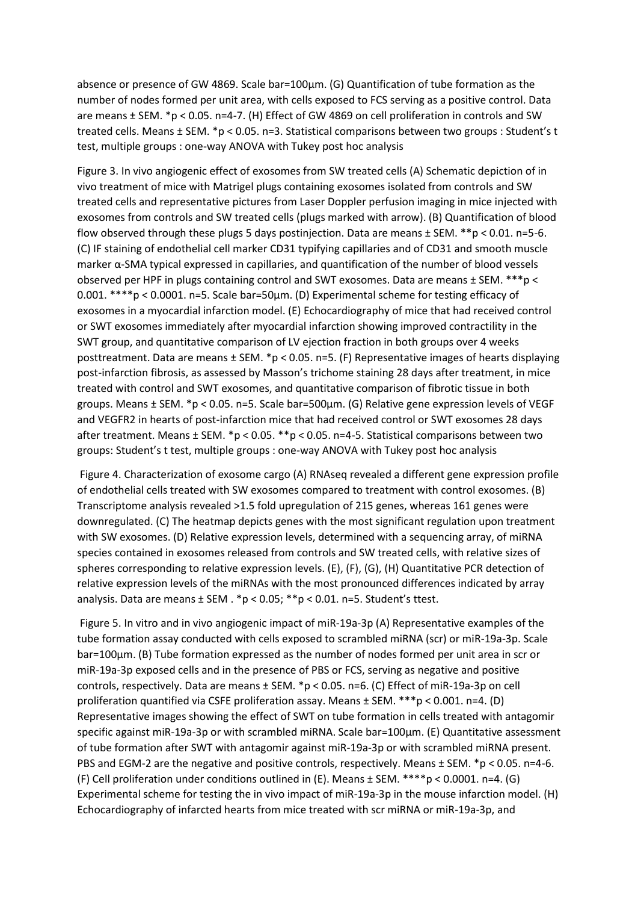absence or presence of GW 4869. Scale bar=100µm. (G) Quantification of tube formation as the number of nodes formed per unit area, with cells exposed to FCS serving as a positive control. Data are means ± SEM. *p < 0.05. n=4-7. (H) Effect of GW 4869 on cell proliferation in controls and SW treated cells. Means ± SEM. *p < 0.05. n=3. Statistical comparisons between two groups : Student's t test, multiple groups : one-way ANOVA with Tukey post hoc analysis

Figure 3. In vivo angiogenic effect of exosomes from SW treated cells (A) Schematic depiction of in vivo treatment of mice with Matrigel plugs containing exosomes isolated from controls and SW treated cells and representative pictures from Laser Doppler perfusion imaging in mice injected with exosomes from controls and SW treated cells (plugs marked with arrow). (B) Quantification of blood flow observed through these plugs 5 days postinjection. Data are means ± SEM. **p < 0.01. n=5-6. (C) IF staining of endothelial cell marker CD31 typifying capillaries and of CD31 and smooth muscle marker α-SMA typical expressed in capillaries, and quantification of the number of blood vessels observed per HPF in plugs containing control and SWT exosomes. Data are means ± SEM. ***p < 0.001. ****p < 0.0001. n=5. Scale bar=50µm. (D) Experimental scheme for testing efficacy of exosomes in a myocardial infarction model. (E) Echocardiography of mice that had received control or SWT exosomes immediately after myocardial infarction showing improved contractility in the SWT group, and quantitative comparison of LV ejection fraction in both groups over 4 weeks posttreatment. Data are means ± SEM. *p < 0.05. n=5. (F) Representative images of hearts displaying post-infarction fibrosis, as assessed by Masson's trichome staining 28 days after treatment, in mice treated with control and SWT exosomes, and quantitative comparison of fibrotic tissue in both groups. Means ± SEM. *p < 0.05. n=5. Scale bar=500µm. (G) Relative gene expression levels of VEGF and VEGFR2 in hearts of post-infarction mice that had received control or SWT exosomes 28 days after treatment. Means ± SEM. *p < 0.05. **p < 0.05. n=4-5. Statistical comparisons between two groups: Student's t test, multiple groups : one-way ANOVA with Tukey post hoc analysis

Figure 4. Characterization of exosome cargo (A) RNAseq revealed a different gene expression profile of endothelial cells treated with SW exosomes compared to treatment with control exosomes. (B) Transcriptome analysis revealed >1.5 fold upregulation of 215 genes, whereas 161 genes were downregulated. (C) The heatmap depicts genes with the most significant regulation upon treatment with SW exosomes. (D) Relative expression levels, determined with a sequencing array, of miRNA species contained in exosomes released from controls and SW treated cells, with relative sizes of spheres corresponding to relative expression levels. (E), (F), (G), (H) Quantitative PCR detection of relative expression levels of the miRNAs with the most pronounced differences indicated by array analysis. Data are means ± SEM . *p < 0.05; **p < 0.01. n=5. Student's ttest.

Figure 5. In vitro and in vivo angiogenic impact of miR-19a-3p (A) Representative examples of the tube formation assay conducted with cells exposed to scrambled miRNA (scr) or miR-19a-3p. Scale bar=100µm. (B) Tube formation expressed as the number of nodes formed per unit area in scr or miR-19a-3p exposed cells and in the presence of PBS or FCS, serving as negative and positive controls, respectively. Data are means ± SEM. *p < 0.05. n=6. (C) Effect of miR-19a-3p on cell proliferation quantified via CSFE proliferation assay. Means ± SEM. ***p < 0.001. n=4. (D) Representative images showing the effect of SWT on tube formation in cells treated with antagomir specific against miR-19a-3p or with scrambled miRNA. Scale bar=100µm. (E) Quantitative assessment of tube formation after SWT with antagomir against miR-19a-3p or with scrambled miRNA present. PBS and EGM-2 are the negative and positive controls, respectively. Means ± SEM. *p < 0.05. n=4-6. (F) Cell proliferation under conditions outlined in (E). Means ± SEM. ****p < 0.0001. n=4. (G) Experimental scheme for testing the in vivo impact of miR-19a-3p in the mouse infarction model. (H) Echocardiography of infarcted hearts from mice treated with scr miRNA or miR-19a-3p, and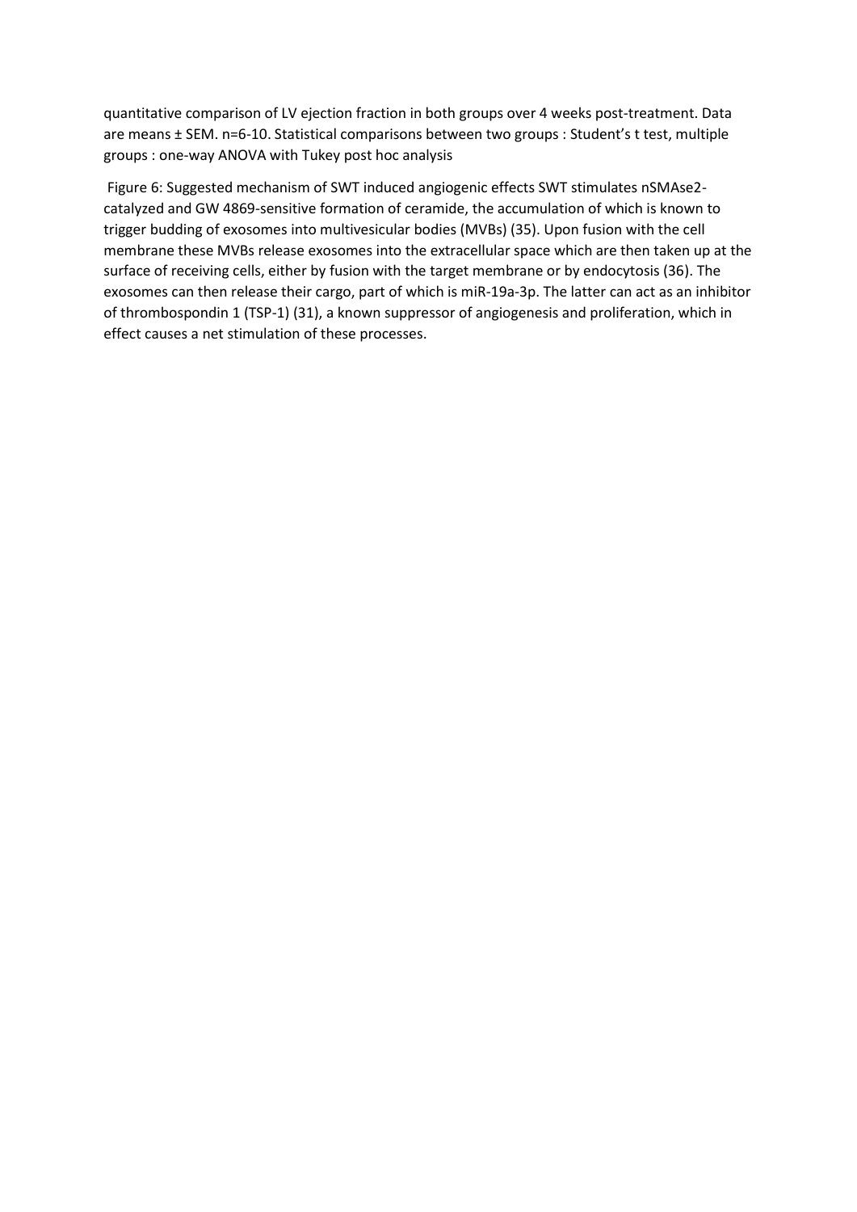quantitative comparison of LV ejection fraction in both groups over 4 weeks post-treatment. Data are means ± SEM. n=6-10. Statistical comparisons between two groups : Student's t test, multiple groups : one-way ANOVA with Tukey post hoc analysis

Figure 6: Suggested mechanism of SWT induced angiogenic effects SWT stimulates nSMAse2-catalyzed and GW 4869-sensitive formation of ceramide, the accumulation of which is known to trigger budding of exosomes into multivesicular bodies (MVBs) (35). Upon fusion with the cell membrane these MVBs release exosomes into the extracellular space which are then taken up at the surface of receiving cells, either by fusion with the target membrane or by endocytosis (36). The exosomes can then release their cargo, part of which is miR-19a-3p. The latter can act as an inhibitor of thrombospondin 1 (TSP-1) (31), a known suppressor of angiogenesis and proliferation, which in effect causes a net stimulation of these processes.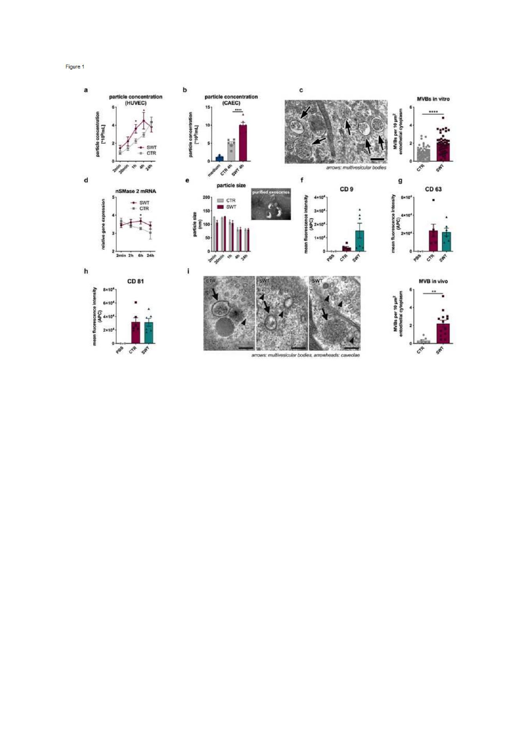Figure 1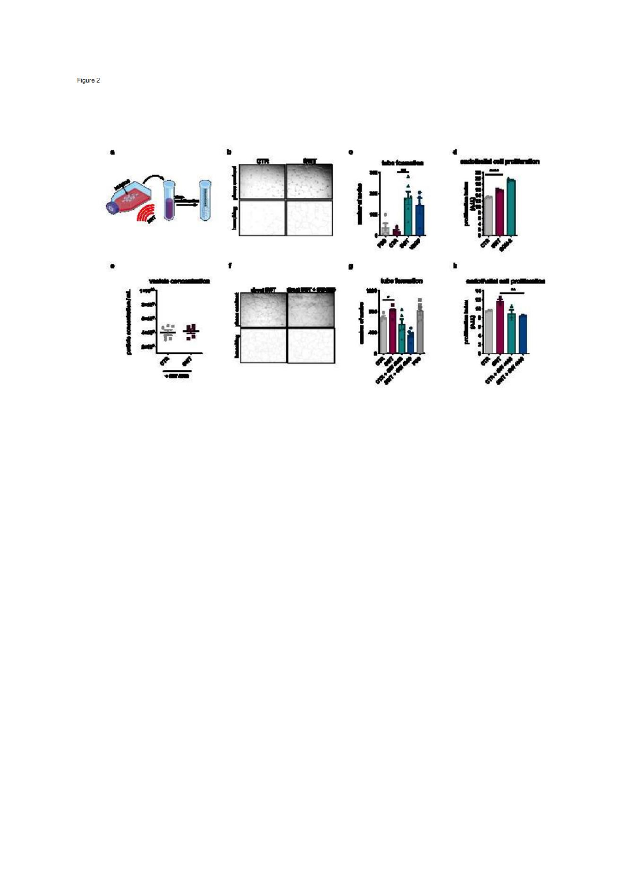Figure 2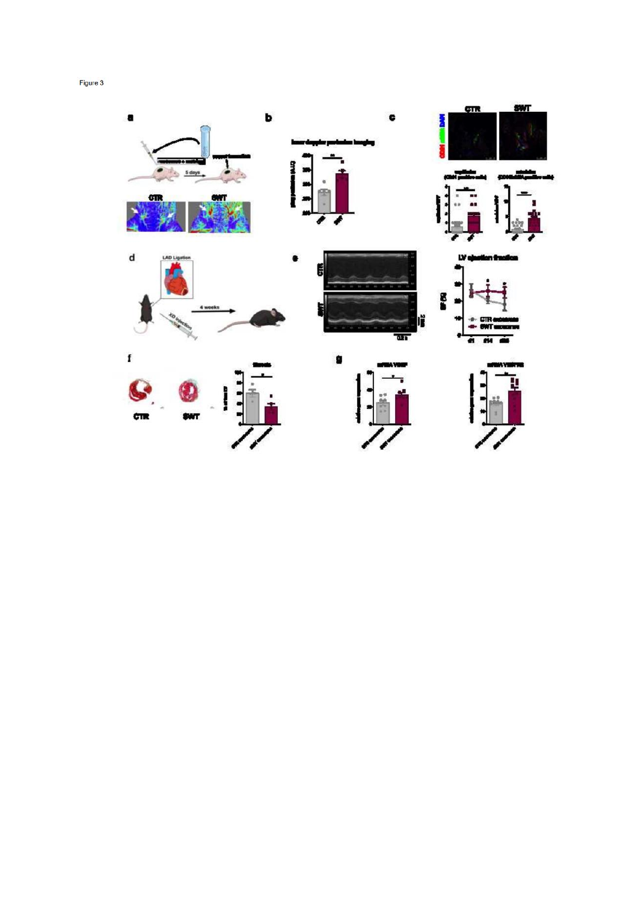Figure 3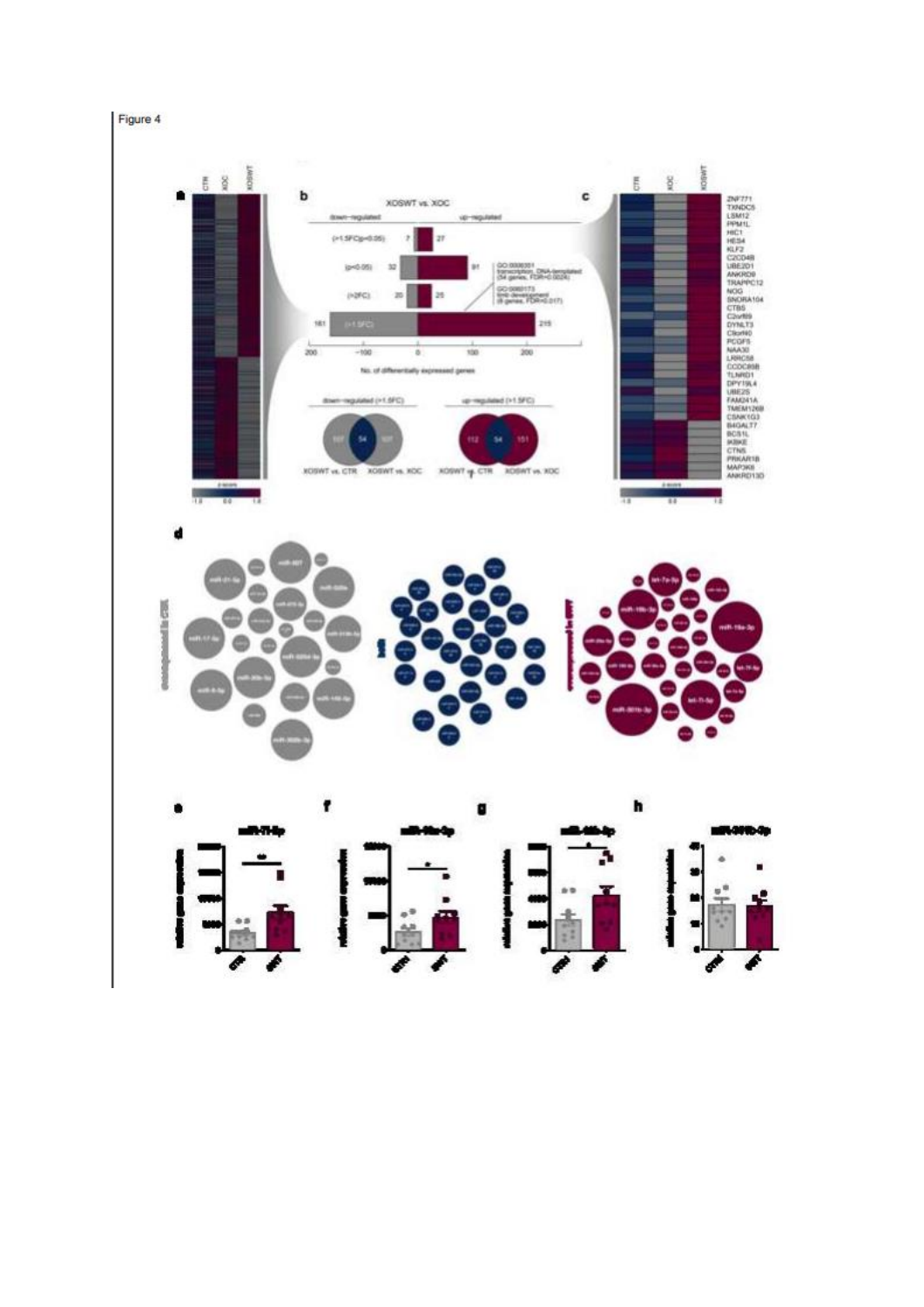Figure 4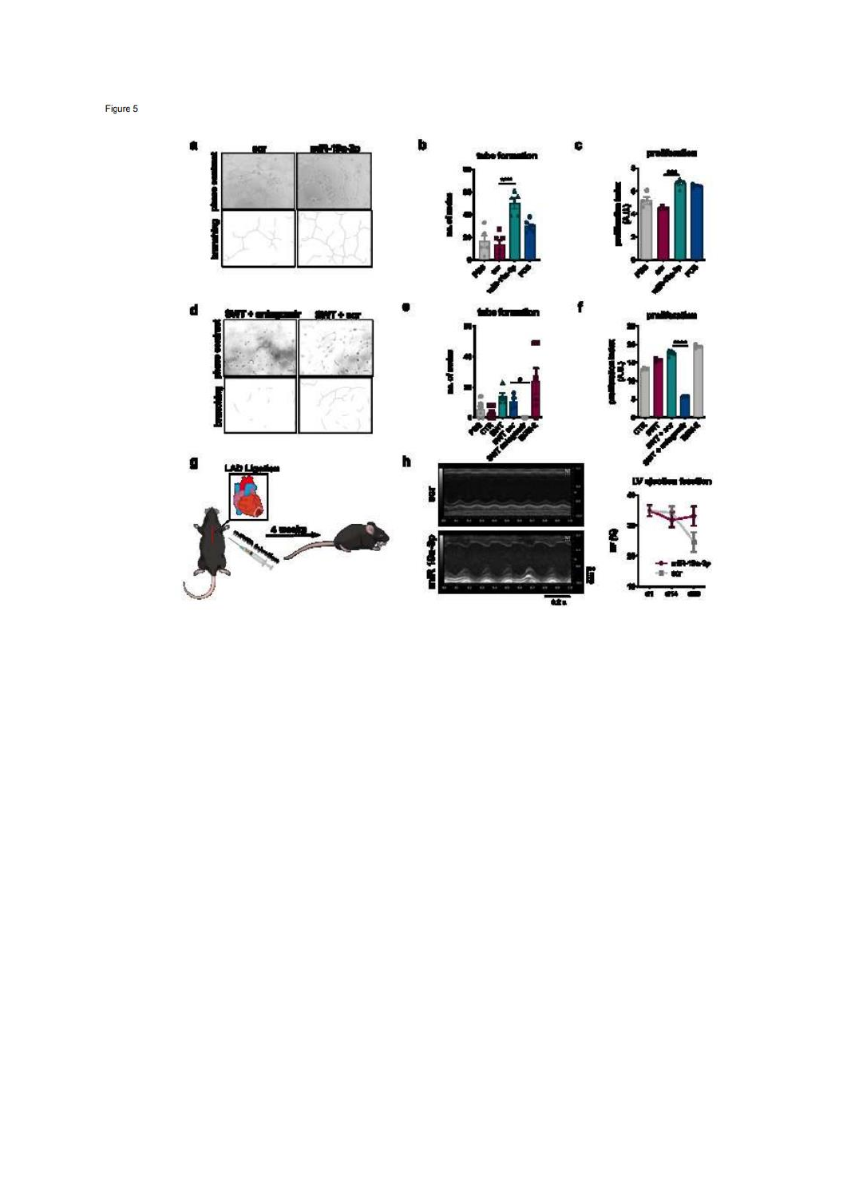Figure 5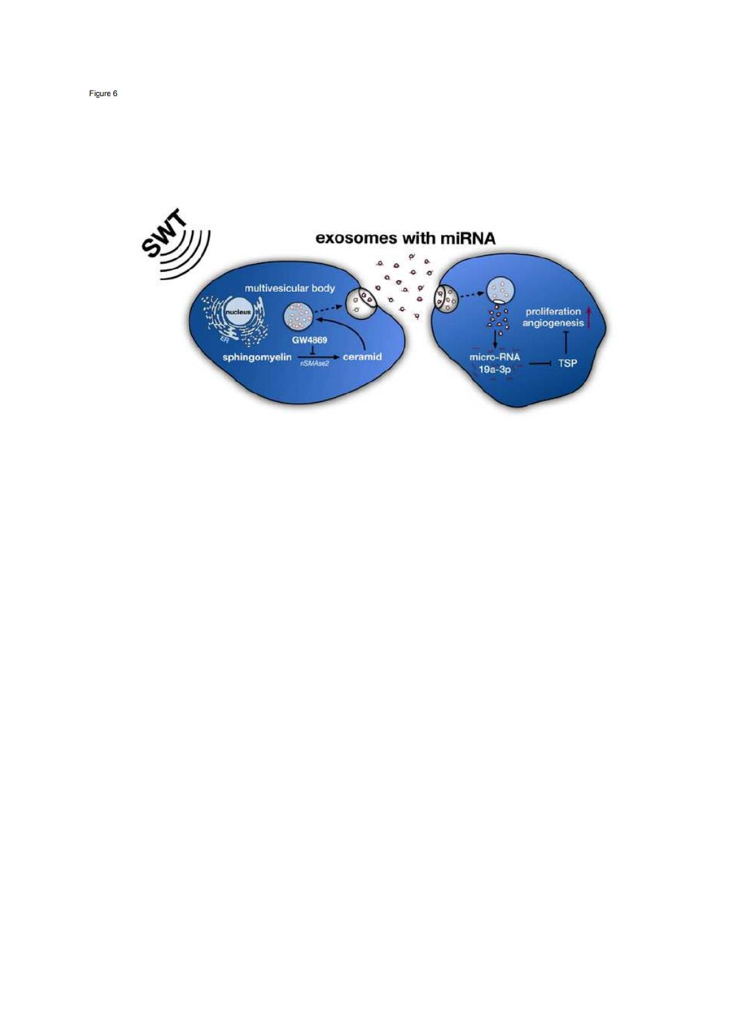Figure 6

SWT

exosomes with miRNA

multivesicular body

nucleus

ER

GW4869

sphingomyelin

nSMAse2

ceramid

proliferation

angiogenesis

micro-RNA

19a-3p

TSP